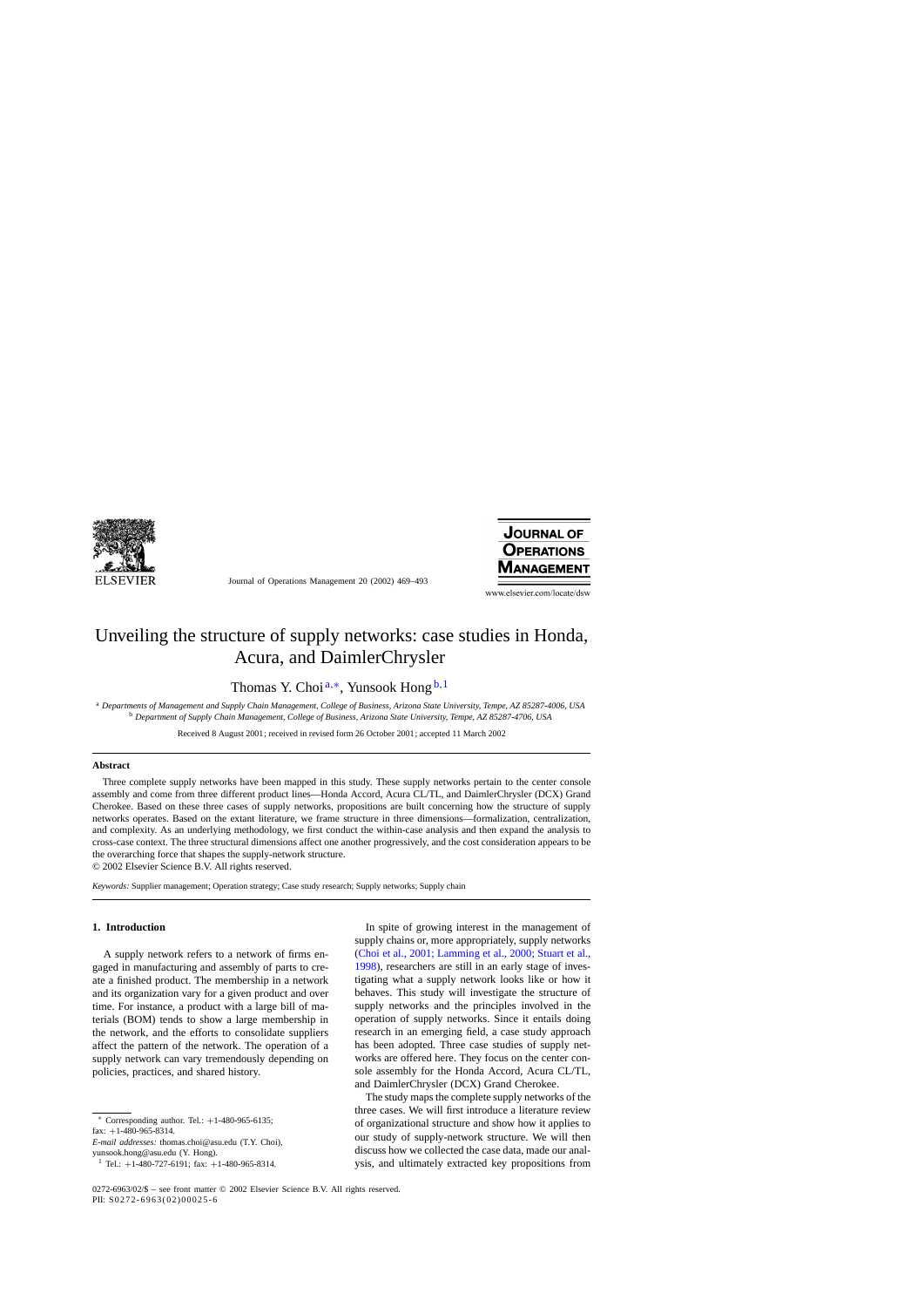# Unveiling the structure of supply networks: case studies in Honda, Acura, and DaimlerChrysler

Thomas Y. Choi [a,*], Yunsook Hong [b,1]

[a] Departments of Management and Supply Chain Management, College of Business, Arizona State University, Tempe, AZ 85287-4006, USA
[b] Department of Supply Chain Management, College of Business, Arizona State University, Tempe, AZ 85287-4706, USA

Received 8 August 2001; received in revised form 26 October 2001; accepted 11 March 2002

## Abstract

Three complete supply networks have been mapped in this study. These supply networks pertain to the center console assembly and come from three different product lines—Honda Accord, Acura CL/TL, and DaimlerChrysler (DCX) Grand Cherokee. Based on these three cases of supply networks, propositions are built concerning how the structure of supply networks operates. Based on the extant literature, we frame structure in three dimensions—formalization, centralization, and complexity. As an underlying methodology, we first conduct the within-case analysis and then expand the analysis to cross-case context. The three structural dimensions affect one another progressively, and the cost consideration appears to be the overarching force that shapes the supply-network structure.

© 2002 Elsevier Science B.V. All rights reserved.

*Keywords:* Supplier management; Operation strategy; Case study research; Supply networks; Supply chain

## 1. Introduction

A supply network refers to a network of firms engaged in manufacturing and assembly of parts to create a finished product. The membership in a network and its organization vary for a given product and over time. For instance, a product with a large bill of materials (BOM) tends to show a large membership in the network, and the efforts to consolidate suppliers affect the pattern of the network. The operation of a supply network can vary tremendously depending on policies, practices, and shared history.

In spite of growing interest in the management of supply chains or, more appropriately, supply networks (Choi et al., 2001; Lamming et al., 2000; Stuart et al., 1998), researchers are still in an early stage of investigating what a supply network looks like or how it behaves. This study will investigate the structure of supply networks and the principles involved in the operation of supply networks. Since it entails doing research in an emerging field, a case study approach has been adopted. Three case studies of supply networks are offered here. They focus on the center console assembly for the Honda Accord, Acura CL/TL, and DaimlerChrysler (DCX) Grand Cherokee.

The study maps the complete supply networks of the three cases. We will first introduce a literature review of organizational structure and show how it applies to our study of supply-network structure. We will then discuss how we collected the case data, made our analysis, and ultimately extracted key propositions from

* Corresponding author. Tel.: +1-480-965-6135; fax: +1-480-965-8314.
*E-mail addresses:* thomas.choi@asu.edu (T.Y. Choi), yunsook.hong@asu.edu (Y. Hong).
[1] Tel.: +1-480-727-6191; fax: +1-480-965-8314.

0272-6963/02/$ – see front matter © 2002 Elsevier Science B.V. All rights reserved.
PII: S0272-6963(02)00025-6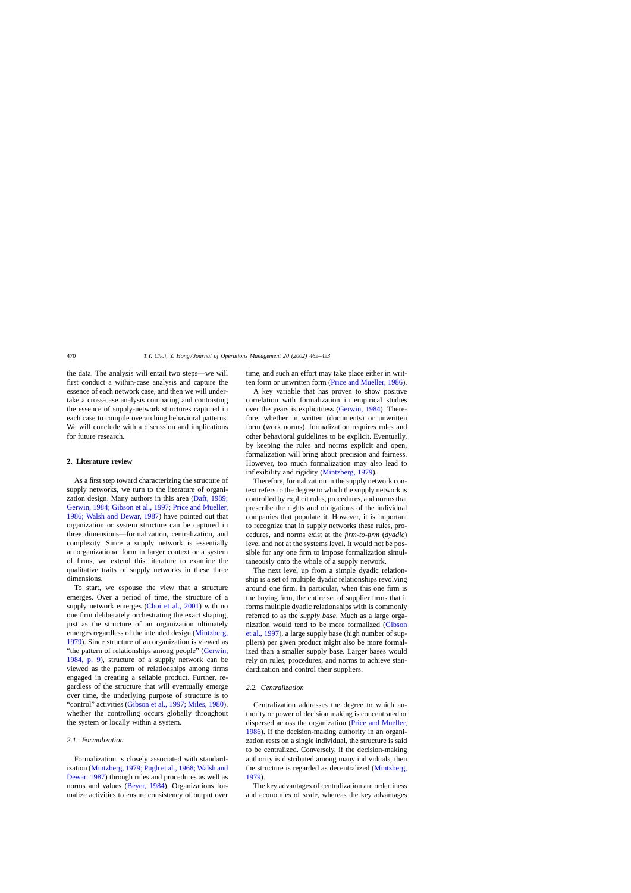the data. The analysis will entail two steps—we will first conduct a within-case analysis and capture the essence of each network case, and then we will undertake a cross-case analysis comparing and contrasting the essence of supply-network structures captured in each case to compile overarching behavioral patterns. We will conclude with a discussion and implications for future research.

## 2. Literature review

As a first step toward characterizing the structure of supply networks, we turn to the literature of organization design. Many authors in this area (Daft, 1989; Gerwin, 1984; Gibson et al., 1997; Price and Mueller, 1986; Walsh and Dewar, 1987) have pointed out that organization or system structure can be captured in three dimensions—formalization, centralization, and complexity. Since a supply network is essentially an organizational form in larger context or a system of firms, we extend this literature to examine the qualitative traits of supply networks in these three dimensions.

To start, we espouse the view that a structure emerges. Over a period of time, the structure of a supply network emerges (Choi et al., 2001) with no one firm deliberately orchestrating the exact shaping, just as the structure of an organization ultimately emerges regardless of the intended design (Mintzberg, 1979). Since structure of an organization is viewed as "the pattern of relationships among people" (Gerwin, 1984, p. 9), structure of a supply network can be viewed as the pattern of relationships among firms engaged in creating a sellable product. Further, regardless of the structure that will eventually emerge over time, the underlying purpose of structure is to "control" activities (Gibson et al., 1997; Miles, 1980), whether the controlling occurs globally throughout the system or locally within a system.

### 2.1. Formalization

Formalization is closely associated with standardization (Mintzberg, 1979; Pugh et al., 1968; Walsh and Dewar, 1987) through rules and procedures as well as norms and values (Beyer, 1984). Organizations formalize activities to ensure consistency of output over time, and such an effort may take place either in written form or unwritten form (Price and Mueller, 1986).

A key variable that has proven to show positive correlation with formalization in empirical studies over the years is explicitness (Gerwin, 1984). Therefore, whether in written (documents) or unwritten form (work norms), formalization requires rules and other behavioral guidelines to be explicit. Eventually, by keeping the rules and norms explicit and open, formalization will bring about precision and fairness. However, too much formalization may also lead to inflexibility and rigidity (Mintzberg, 1979).

Therefore, formalization in the supply network context refers to the degree to which the supply network is controlled by explicit rules, procedures, and norms that prescribe the rights and obligations of the individual companies that populate it. However, it is important to recognize that in supply networks these rules, procedures, and norms exist at the *firm-to-firm* (*dyadic*) level and not at the systems level. It would not be possible for any one firm to impose formalization simultaneously onto the whole of a supply network.

The next level up from a simple dyadic relationship is a set of multiple dyadic relationships revolving around one firm. In particular, when this one firm is the buying firm, the entire set of supplier firms that it forms multiple dyadic relationships with is commonly referred to as the *supply base*. Much as a large organization would tend to be more formalized (Gibson et al., 1997), a large supply base (high number of suppliers) per given product might also be more formalized than a smaller supply base. Larger bases would rely on rules, procedures, and norms to achieve standardization and control their suppliers.

### 2.2. Centralization

Centralization addresses the degree to which authority or power of decision making is concentrated or dispersed across the organization (Price and Mueller, 1986). If the decision-making authority in an organization rests on a single individual, the structure is said to be centralized. Conversely, if the decision-making authority is distributed among many individuals, then the structure is regarded as decentralized (Mintzberg, 1979).

The key advantages of centralization are orderliness and economies of scale, whereas the key advantages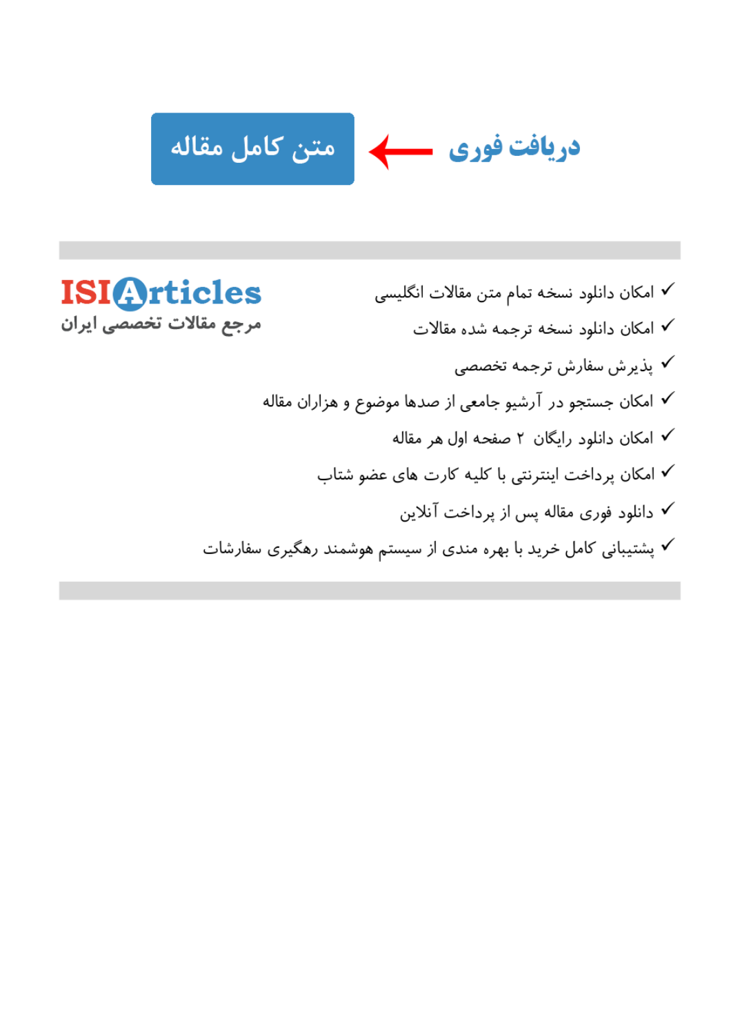دریافت فوری ← متن کامل مقاله

**ISIArticles**
مرجع مقالات تخصصی ایران

- ✓ امکان دانلود نسخه تمام متن مقالات انگلیسی
- ✓ امکان دانلود نسخه ترجمه شده مقالات
- ✓ پذیرش سفارش ترجمه تخصصی
- ✓ امکان جستجو در آرشیو جامعی از صدها موضوع و هزاران مقاله
- ✓ امکان دانلود رایگان ۲ صفحه اول هر مقاله
- ✓ امکان پرداخت اینترنتی با کلیه کارت های عضو شتاب
- ✓ دانلود فوری مقاله پس از پرداخت آنلاین
- ✓ پشتیبانی کامل خرید با بهره مندی از سیستم هوشمند رهگیری سفارشات